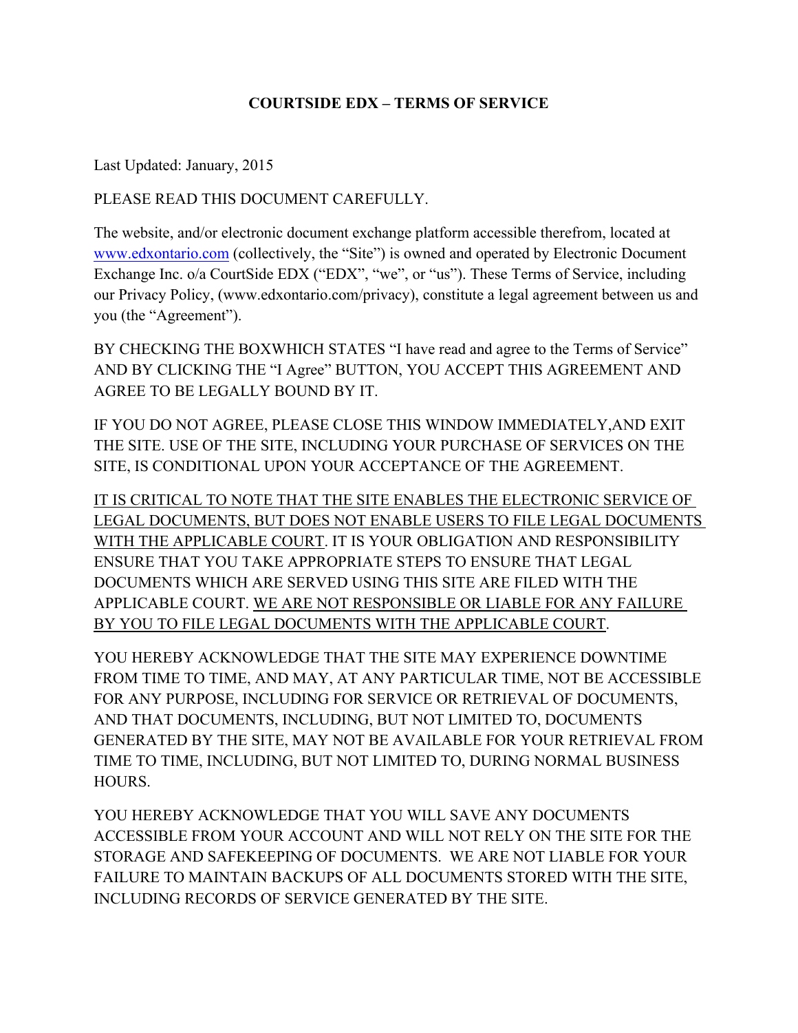# COURTSIDE EDX – TERMS OF SERVICE

Last Updated: January, 2015

PLEASE READ THIS DOCUMENT CAREFULLY.

The website, and/or electronic document exchange platform accessible therefrom, located at [www.edxontario.com](http://www.edxontario.com) (collectively, the "Site") is owned and operated by Electronic Document Exchange Inc. o/a CourtSide EDX ("EDX", "we", or "us"). These Terms of Service, including our Privacy Policy, (www.edxontario.com/privacy), constitute a legal agreement between us and you (the "Agreement").

BY CHECKING THE BOXWHICH STATES "I have read and agree to the Terms of Service" AND BY CLICKING THE "I Agree" BUTTON, YOU ACCEPT THIS AGREEMENT AND AGREE TO BE LEGALLY BOUND BY IT.

IF YOU DO NOT AGREE, PLEASE CLOSE THIS WINDOW IMMEDIATELY,AND EXIT THE SITE. USE OF THE SITE, INCLUDING YOUR PURCHASE OF SERVICES ON THE SITE, IS CONDITIONAL UPON YOUR ACCEPTANCE OF THE AGREEMENT.

<u>IT IS CRITICAL TO NOTE THAT THE SITE ENABLES THE ELECTRONIC SERVICE OF LEGAL DOCUMENTS, BUT DOES NOT ENABLE USERS TO FILE LEGAL DOCUMENTS WITH THE APPLICABLE COURT</u>. IT IS YOUR OBLIGATION AND RESPONSIBILITY ENSURE THAT YOU TAKE APPROPRIATE STEPS TO ENSURE THAT LEGAL DOCUMENTS WHICH ARE SERVED USING THIS SITE ARE FILED WITH THE APPLICABLE COURT. <u>WE ARE NOT RESPONSIBLE OR LIABLE FOR ANY FAILURE BY YOU TO FILE LEGAL DOCUMENTS WITH THE APPLICABLE COURT</u>.

YOU HEREBY ACKNOWLEDGE THAT THE SITE MAY EXPERIENCE DOWNTIME FROM TIME TO TIME, AND MAY, AT ANY PARTICULAR TIME, NOT BE ACCESSIBLE FOR ANY PURPOSE, INCLUDING FOR SERVICE OR RETRIEVAL OF DOCUMENTS, AND THAT DOCUMENTS, INCLUDING, BUT NOT LIMITED TO, DOCUMENTS GENERATED BY THE SITE, MAY NOT BE AVAILABLE FOR YOUR RETRIEVAL FROM TIME TO TIME, INCLUDING, BUT NOT LIMITED TO, DURING NORMAL BUSINESS HOURS.

YOU HEREBY ACKNOWLEDGE THAT YOU WILL SAVE ANY DOCUMENTS ACCESSIBLE FROM YOUR ACCOUNT AND WILL NOT RELY ON THE SITE FOR THE STORAGE AND SAFEKEEPING OF DOCUMENTS. WE ARE NOT LIABLE FOR YOUR FAILURE TO MAINTAIN BACKUPS OF ALL DOCUMENTS STORED WITH THE SITE, INCLUDING RECORDS OF SERVICE GENERATED BY THE SITE.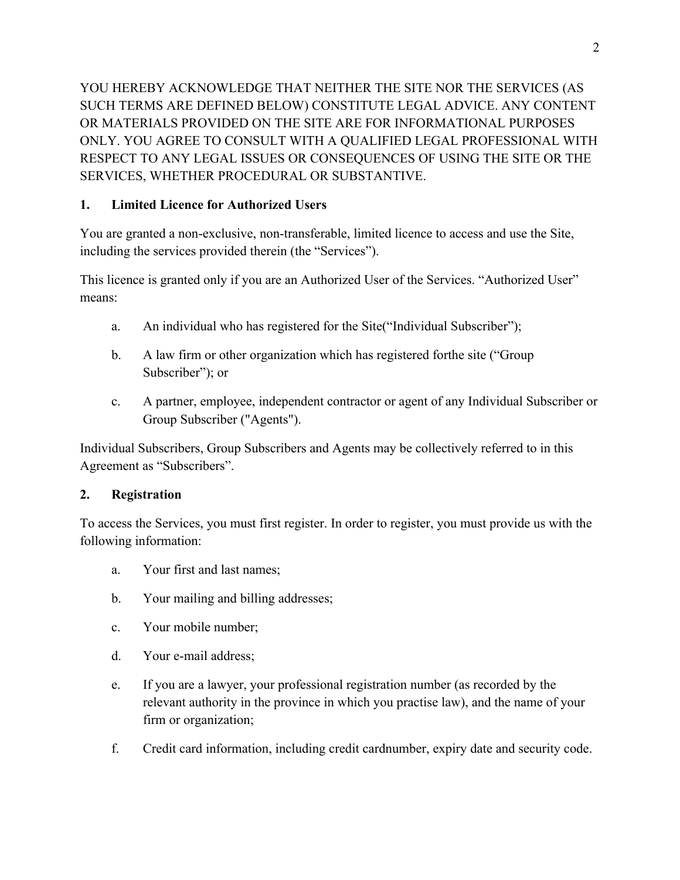YOU HEREBY ACKNOWLEDGE THAT NEITHER THE SITE NOR THE SERVICES (AS SUCH TERMS ARE DEFINED BELOW) CONSTITUTE LEGAL ADVICE. ANY CONTENT OR MATERIALS PROVIDED ON THE SITE ARE FOR INFORMATIONAL PURPOSES ONLY. YOU AGREE TO CONSULT WITH A QUALIFIED LEGAL PROFESSIONAL WITH RESPECT TO ANY LEGAL ISSUES OR CONSEQUENCES OF USING THE SITE OR THE SERVICES, WHETHER PROCEDURAL OR SUBSTANTIVE.

## 1. Limited Licence for Authorized Users

You are granted a non-exclusive, non-transferable, limited licence to access and use the Site, including the services provided therein (the "Services").

This licence is granted only if you are an Authorized User of the Services. "Authorized User" means:

a. An individual who has registered for the Site("Individual Subscriber");

b. A law firm or other organization which has registered forthe site ("Group Subscriber"); or

c. A partner, employee, independent contractor or agent of any Individual Subscriber or Group Subscriber ("Agents").

Individual Subscribers, Group Subscribers and Agents may be collectively referred to in this Agreement as "Subscribers".

## 2. Registration

To access the Services, you must first register. In order to register, you must provide us with the following information:

a. Your first and last names;

b. Your mailing and billing addresses;

c. Your mobile number;

d. Your e-mail address;

e. If you are a lawyer, your professional registration number (as recorded by the relevant authority in the province in which you practise law), and the name of your firm or organization;

f. Credit card information, including credit cardnumber, expiry date and security code.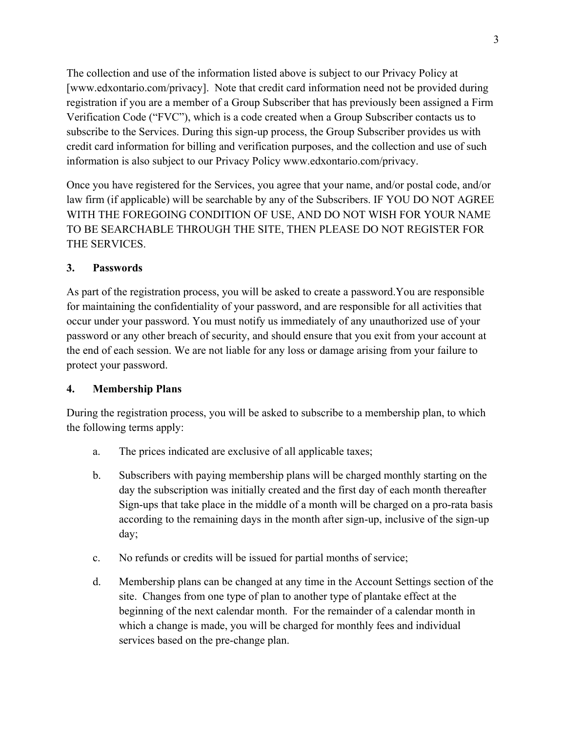The collection and use of the information listed above is subject to our Privacy Policy at [www.edxontario.com/privacy]. Note that credit card information need not be provided during registration if you are a member of a Group Subscriber that has previously been assigned a Firm Verification Code ("FVC"), which is a code created when a Group Subscriber contacts us to subscribe to the Services. During this sign-up process, the Group Subscriber provides us with credit card information for billing and verification purposes, and the collection and use of such information is also subject to our Privacy Policy www.edxontario.com/privacy.

Once you have registered for the Services, you agree that your name, and/or postal code, and/or law firm (if applicable) will be searchable by any of the Subscribers. IF YOU DO NOT AGREE WITH THE FOREGOING CONDITION OF USE, AND DO NOT WISH FOR YOUR NAME TO BE SEARCHABLE THROUGH THE SITE, THEN PLEASE DO NOT REGISTER FOR THE SERVICES.

## 3. Passwords

As part of the registration process, you will be asked to create a password.You are responsible for maintaining the confidentiality of your password, and are responsible for all activities that occur under your password. You must notify us immediately of any unauthorized use of your password or any other breach of security, and should ensure that you exit from your account at the end of each session. We are not liable for any loss or damage arising from your failure to protect your password.

## 4. Membership Plans

During the registration process, you will be asked to subscribe to a membership plan, to which the following terms apply:

a. The prices indicated are exclusive of all applicable taxes;

b. Subscribers with paying membership plans will be charged monthly starting on the day the subscription was initially created and the first day of each month thereafter Sign-ups that take place in the middle of a month will be charged on a pro-rata basis according to the remaining days in the month after sign-up, inclusive of the sign-up day;

c. No refunds or credits will be issued for partial months of service;

d. Membership plans can be changed at any time in the Account Settings section of the site. Changes from one type of plan to another type of plantake effect at the beginning of the next calendar month. For the remainder of a calendar month in which a change is made, you will be charged for monthly fees and individual services based on the pre-change plan.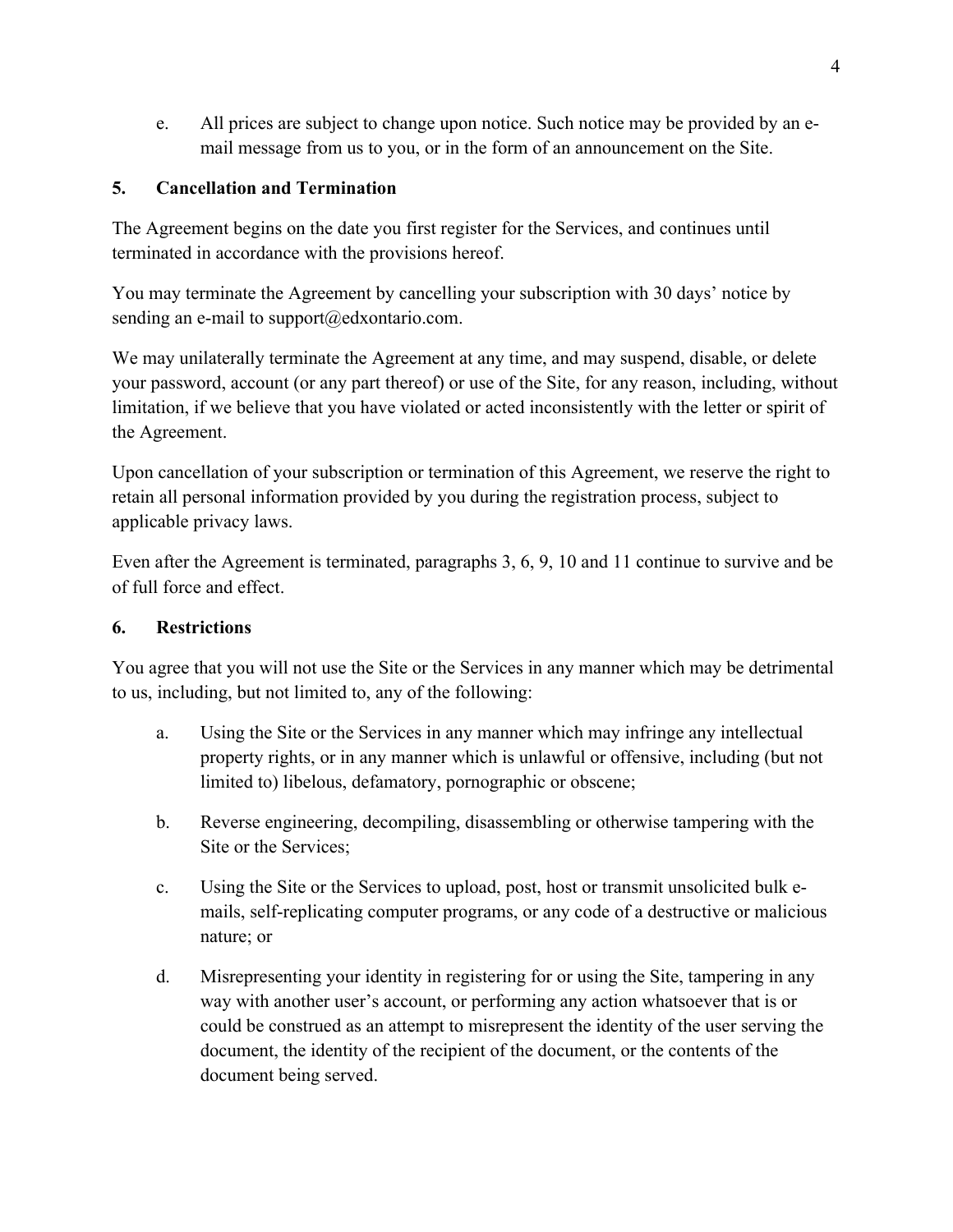e. All prices are subject to change upon notice. Such notice may be provided by an e-mail message from us to you, or in the form of an announcement on the Site.

## 5. Cancellation and Termination

The Agreement begins on the date you first register for the Services, and continues until terminated in accordance with the provisions hereof.

You may terminate the Agreement by cancelling your subscription with 30 days' notice by sending an e-mail to support@edxontario.com.

We may unilaterally terminate the Agreement at any time, and may suspend, disable, or delete your password, account (or any part thereof) or use of the Site, for any reason, including, without limitation, if we believe that you have violated or acted inconsistently with the letter or spirit of the Agreement.

Upon cancellation of your subscription or termination of this Agreement, we reserve the right to retain all personal information provided by you during the registration process, subject to applicable privacy laws.

Even after the Agreement is terminated, paragraphs 3, 6, 9, 10 and 11 continue to survive and be of full force and effect.

## 6. Restrictions

You agree that you will not use the Site or the Services in any manner which may be detrimental to us, including, but not limited to, any of the following:

a. Using the Site or the Services in any manner which may infringe any intellectual property rights, or in any manner which is unlawful or offensive, including (but not limited to) libelous, defamatory, pornographic or obscene;

b. Reverse engineering, decompiling, disassembling or otherwise tampering with the Site or the Services;

c. Using the Site or the Services to upload, post, host or transmit unsolicited bulk e-mails, self-replicating computer programs, or any code of a destructive or malicious nature; or

d. Misrepresenting your identity in registering for or using the Site, tampering in any way with another user's account, or performing any action whatsoever that is or could be construed as an attempt to misrepresent the identity of the user serving the document, the identity of the recipient of the document, or the contents of the document being served.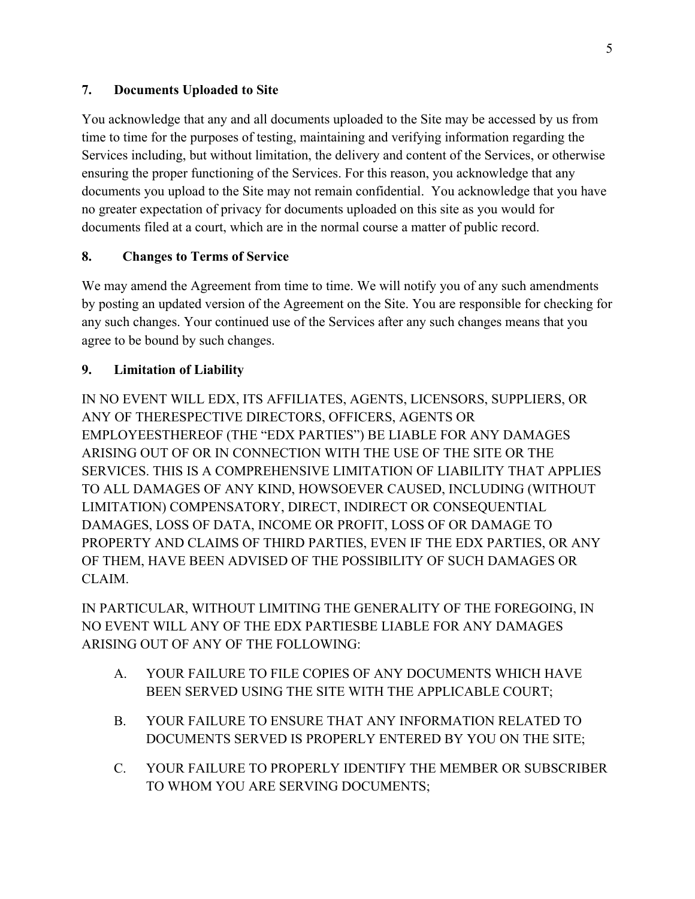### 7. Documents Uploaded to Site

You acknowledge that any and all documents uploaded to the Site may be accessed by us from time to time for the purposes of testing, maintaining and verifying information regarding the Services including, but without limitation, the delivery and content of the Services, or otherwise ensuring the proper functioning of the Services. For this reason, you acknowledge that any documents you upload to the Site may not remain confidential. You acknowledge that you have no greater expectation of privacy for documents uploaded on this site as you would for documents filed at a court, which are in the normal course a matter of public record.

### 8. Changes to Terms of Service

We may amend the Agreement from time to time. We will notify you of any such amendments by posting an updated version of the Agreement on the Site. You are responsible for checking for any such changes. Your continued use of the Services after any such changes means that you agree to be bound by such changes.

### 9. Limitation of Liability

IN NO EVENT WILL EDX, ITS AFFILIATES, AGENTS, LICENSORS, SUPPLIERS, OR ANY OF THERESPECTIVE DIRECTORS, OFFICERS, AGENTS OR EMPLOYEESTHEREOF (THE "EDX PARTIES") BE LIABLE FOR ANY DAMAGES ARISING OUT OF OR IN CONNECTION WITH THE USE OF THE SITE OR THE SERVICES. THIS IS A COMPREHENSIVE LIMITATION OF LIABILITY THAT APPLIES TO ALL DAMAGES OF ANY KIND, HOWSOEVER CAUSED, INCLUDING (WITHOUT LIMITATION) COMPENSATORY, DIRECT, INDIRECT OR CONSEQUENTIAL DAMAGES, LOSS OF DATA, INCOME OR PROFIT, LOSS OF OR DAMAGE TO PROPERTY AND CLAIMS OF THIRD PARTIES, EVEN IF THE EDX PARTIES, OR ANY OF THEM, HAVE BEEN ADVISED OF THE POSSIBILITY OF SUCH DAMAGES OR CLAIM.

IN PARTICULAR, WITHOUT LIMITING THE GENERALITY OF THE FOREGOING, IN NO EVENT WILL ANY OF THE EDX PARTIESBE LIABLE FOR ANY DAMAGES ARISING OUT OF ANY OF THE FOLLOWING:

A. YOUR FAILURE TO FILE COPIES OF ANY DOCUMENTS WHICH HAVE BEEN SERVED USING THE SITE WITH THE APPLICABLE COURT;

B. YOUR FAILURE TO ENSURE THAT ANY INFORMATION RELATED TO DOCUMENTS SERVED IS PROPERLY ENTERED BY YOU ON THE SITE;

C. YOUR FAILURE TO PROPERLY IDENTIFY THE MEMBER OR SUBSCRIBER TO WHOM YOU ARE SERVING DOCUMENTS;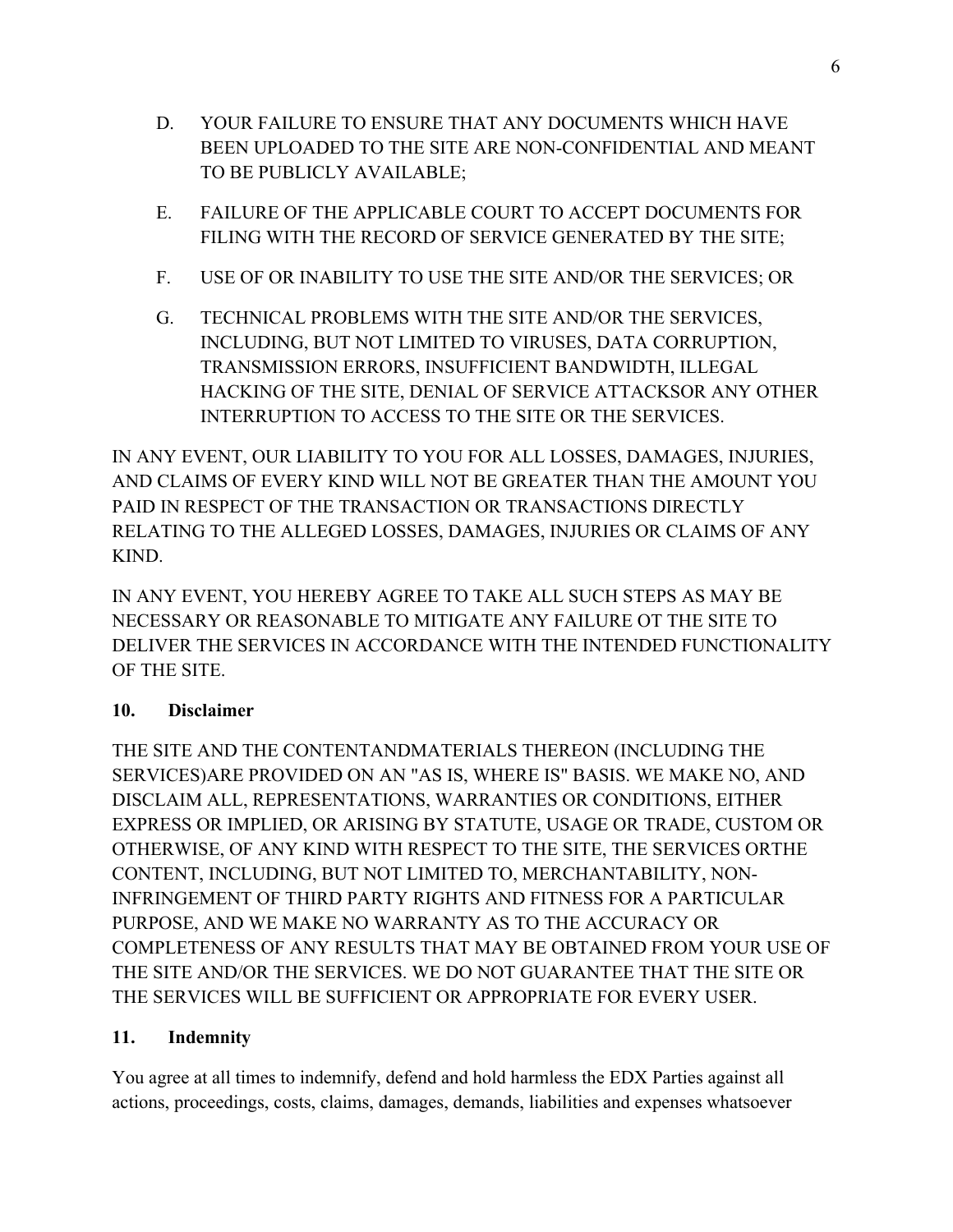D. YOUR FAILURE TO ENSURE THAT ANY DOCUMENTS WHICH HAVE BEEN UPLOADED TO THE SITE ARE NON-CONFIDENTIAL AND MEANT TO BE PUBLICLY AVAILABLE;

E. FAILURE OF THE APPLICABLE COURT TO ACCEPT DOCUMENTS FOR FILING WITH THE RECORD OF SERVICE GENERATED BY THE SITE;

F. USE OF OR INABILITY TO USE THE SITE AND/OR THE SERVICES; OR

G. TECHNICAL PROBLEMS WITH THE SITE AND/OR THE SERVICES, INCLUDING, BUT NOT LIMITED TO VIRUSES, DATA CORRUPTION, TRANSMISSION ERRORS, INSUFFICIENT BANDWIDTH, ILLEGAL HACKING OF THE SITE, DENIAL OF SERVICE ATTACKSOR ANY OTHER INTERRUPTION TO ACCESS TO THE SITE OR THE SERVICES.

IN ANY EVENT, OUR LIABILITY TO YOU FOR ALL LOSSES, DAMAGES, INJURIES, AND CLAIMS OF EVERY KIND WILL NOT BE GREATER THAN THE AMOUNT YOU PAID IN RESPECT OF THE TRANSACTION OR TRANSACTIONS DIRECTLY RELATING TO THE ALLEGED LOSSES, DAMAGES, INJURIES OR CLAIMS OF ANY KIND.

IN ANY EVENT, YOU HEREBY AGREE TO TAKE ALL SUCH STEPS AS MAY BE NECESSARY OR REASONABLE TO MITIGATE ANY FAILURE OT THE SITE TO DELIVER THE SERVICES IN ACCORDANCE WITH THE INTENDED FUNCTIONALITY OF THE SITE.

## 10. Disclaimer

THE SITE AND THE CONTENTANDMATERIALS THEREON (INCLUDING THE SERVICES)ARE PROVIDED ON AN "AS IS, WHERE IS" BASIS. WE MAKE NO, AND DISCLAIM ALL, REPRESENTATIONS, WARRANTIES OR CONDITIONS, EITHER EXPRESS OR IMPLIED, OR ARISING BY STATUTE, USAGE OR TRADE, CUSTOM OR OTHERWISE, OF ANY KIND WITH RESPECT TO THE SITE, THE SERVICES ORTHE CONTENT, INCLUDING, BUT NOT LIMITED TO, MERCHANTABILITY, NON-INFRINGEMENT OF THIRD PARTY RIGHTS AND FITNESS FOR A PARTICULAR PURPOSE, AND WE MAKE NO WARRANTY AS TO THE ACCURACY OR COMPLETENESS OF ANY RESULTS THAT MAY BE OBTAINED FROM YOUR USE OF THE SITE AND/OR THE SERVICES. WE DO NOT GUARANTEE THAT THE SITE OR THE SERVICES WILL BE SUFFICIENT OR APPROPRIATE FOR EVERY USER.

## 11. Indemnity

You agree at all times to indemnify, defend and hold harmless the EDX Parties against all actions, proceedings, costs, claims, damages, demands, liabilities and expenses whatsoever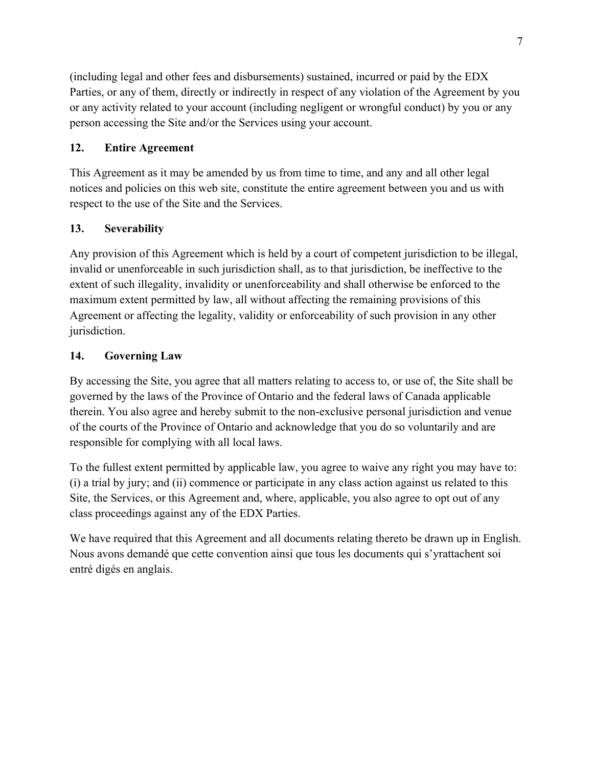(including legal and other fees and disbursements) sustained, incurred or paid by the EDX Parties, or any of them, directly or indirectly in respect of any violation of the Agreement by you or any activity related to your account (including negligent or wrongful conduct) by you or any person accessing the Site and/or the Services using your account.

### 12. Entire Agreement

This Agreement as it may be amended by us from time to time, and any and all other legal notices and policies on this web site, constitute the entire agreement between you and us with respect to the use of the Site and the Services.

### 13. Severability

Any provision of this Agreement which is held by a court of competent jurisdiction to be illegal, invalid or unenforceable in such jurisdiction shall, as to that jurisdiction, be ineffective to the extent of such illegality, invalidity or unenforceability and shall otherwise be enforced to the maximum extent permitted by law, all without affecting the remaining provisions of this Agreement or affecting the legality, validity or enforceability of such provision in any other jurisdiction.

### 14. Governing Law

By accessing the Site, you agree that all matters relating to access to, or use of, the Site shall be governed by the laws of the Province of Ontario and the federal laws of Canada applicable therein. You also agree and hereby submit to the non-exclusive personal jurisdiction and venue of the courts of the Province of Ontario and acknowledge that you do so voluntarily and are responsible for complying with all local laws.

To the fullest extent permitted by applicable law, you agree to waive any right you may have to: (i) a trial by jury; and (ii) commence or participate in any class action against us related to this Site, the Services, or this Agreement and, where, applicable, you also agree to opt out of any class proceedings against any of the EDX Parties.

We have required that this Agreement and all documents relating thereto be drawn up in English. Nous avons demandé que cette convention ainsi que tous les documents qui s'yrattachent soi entré digés en anglais.